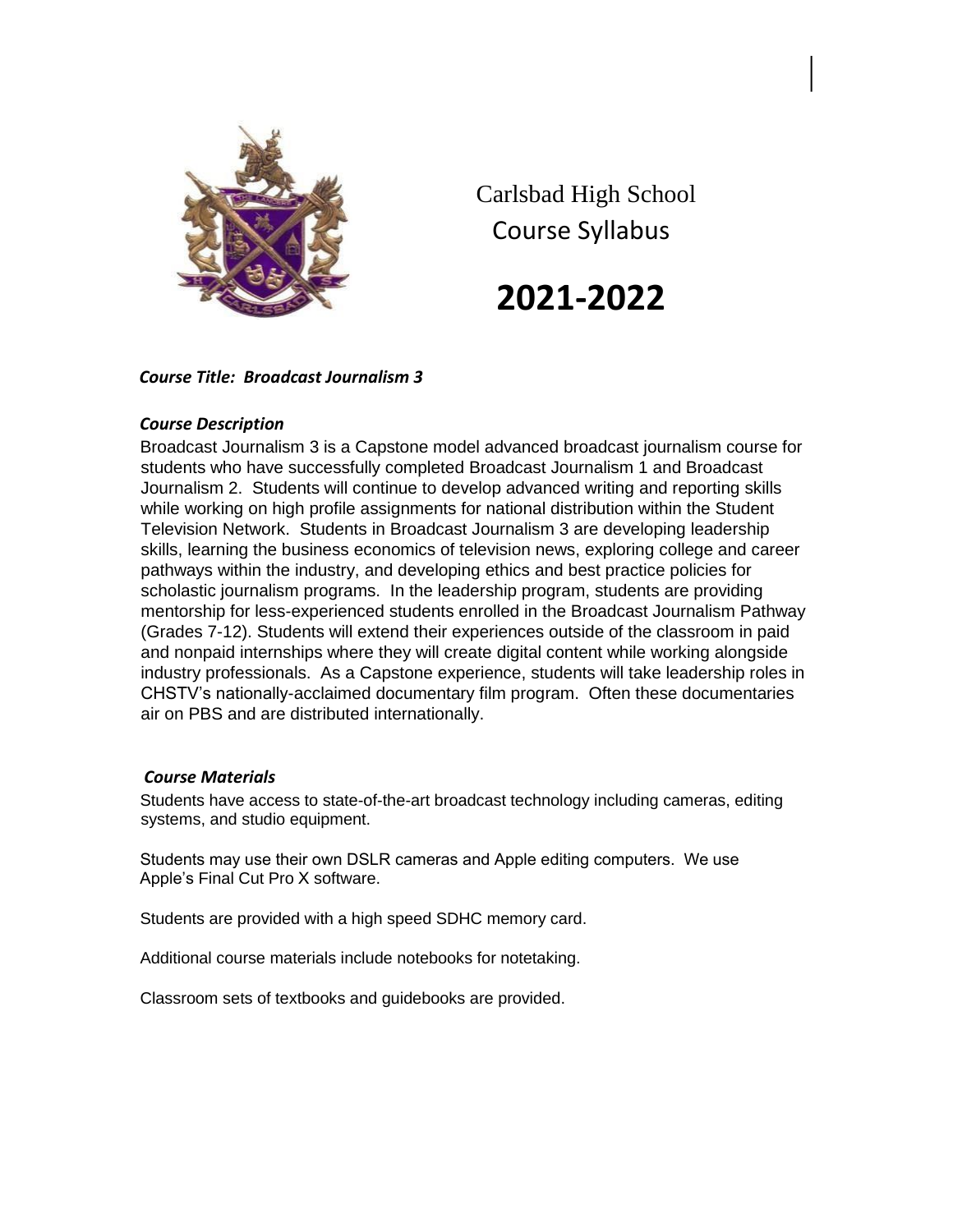Carlsbad High School
Course Syllabus

# 2021-2022

***Course Title: Broadcast Journalism 3***

### *Course Description*

Broadcast Journalism 3 is a Capstone model advanced broadcast journalism course for students who have successfully completed Broadcast Journalism 1 and Broadcast Journalism 2. Students will continue to develop advanced writing and reporting skills while working on high profile assignments for national distribution within the Student Television Network. Students in Broadcast Journalism 3 are developing leadership skills, learning the business economics of television news, exploring college and career pathways within the industry, and developing ethics and best practice policies for scholastic journalism programs. In the leadership program, students are providing mentorship for less-experienced students enrolled in the Broadcast Journalism Pathway (Grades 7-12). Students will extend their experiences outside of the classroom in paid and nonpaid internships where they will create digital content while working alongside industry professionals. As a Capstone experience, students will take leadership roles in CHSTV's nationally-acclaimed documentary film program. Often these documentaries air on PBS and are distributed internationally.

### *Course Materials*

Students have access to state-of-the-art broadcast technology including cameras, editing systems, and studio equipment.

Students may use their own DSLR cameras and Apple editing computers. We use Apple's Final Cut Pro X software.

Students are provided with a high speed SDHC memory card.

Additional course materials include notebooks for notetaking.

Classroom sets of textbooks and guidebooks are provided.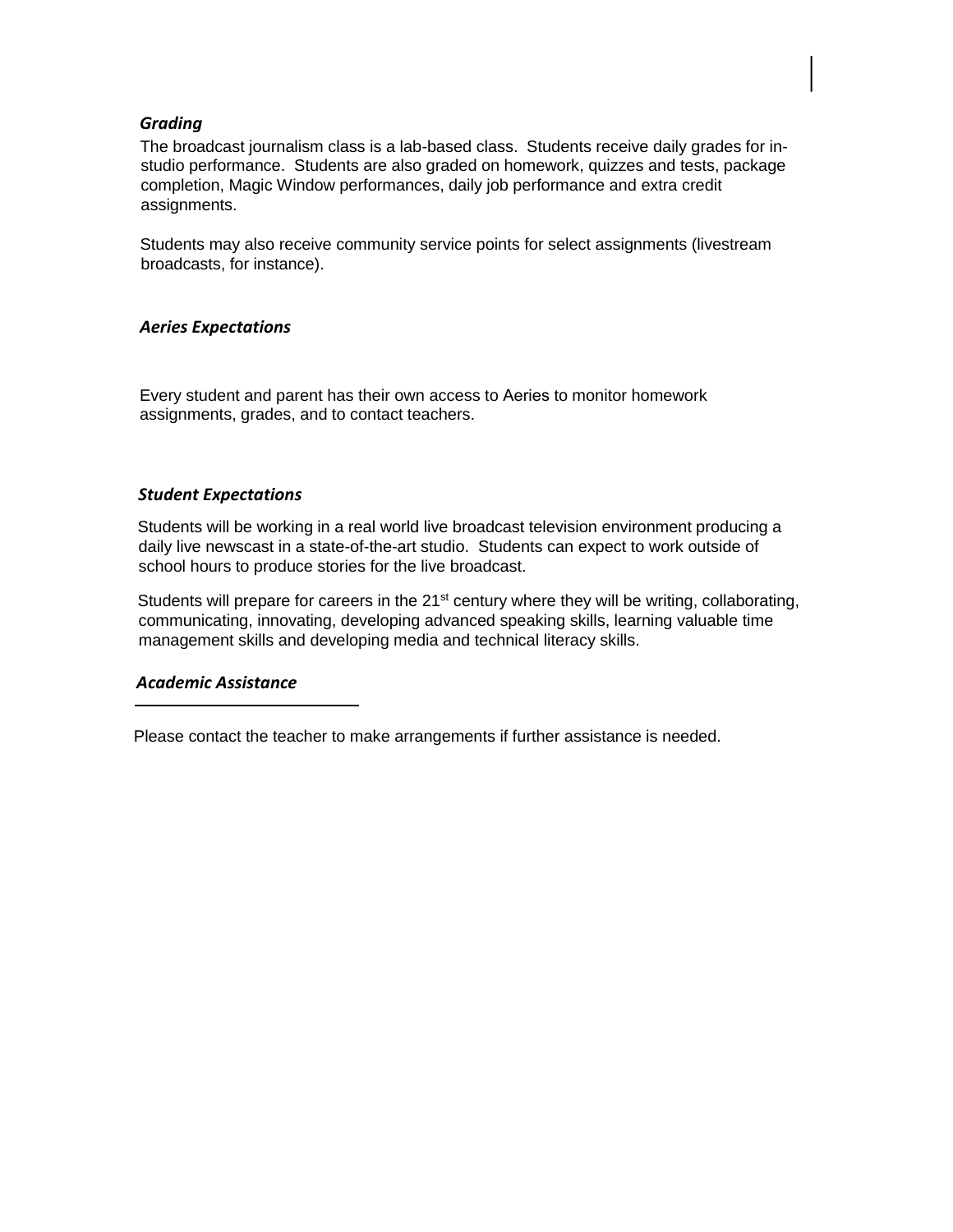### *Grading*

The broadcast journalism class is a lab-based class. Students receive daily grades for in-studio performance. Students are also graded on homework, quizzes and tests, package completion, Magic Window performances, daily job performance and extra credit assignments.

Students may also receive community service points for select assignments (livestream broadcasts, for instance).

### *Aeries Expectations*

Every student and parent has their own access to Aeries to monitor homework assignments, grades, and to contact teachers.

### *Student Expectations*

Students will be working in a real world live broadcast television environment producing a daily live newscast in a state-of-the-art studio. Students can expect to work outside of school hours to produce stories for the live broadcast.

Students will prepare for careers in the 21st century where they will be writing, collaborating, communicating, innovating, developing advanced speaking skills, learning valuable time management skills and developing media and technical literacy skills.

### *Academic Assistance*

Please contact the teacher to make arrangements if further assistance is needed.